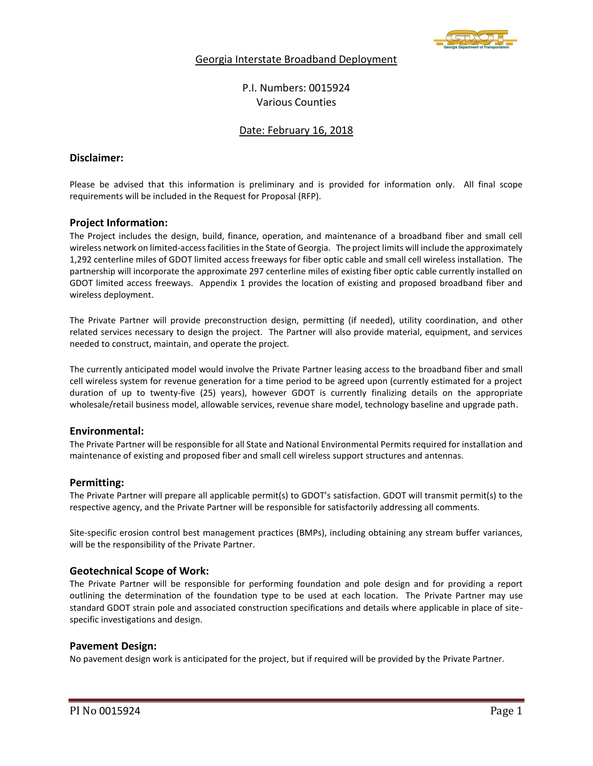# Georgia Interstate Broadband Deployment

P.I. Numbers: 0015924
Various Counties

Date: February 16, 2018

## Disclaimer:

Please be advised that this information is preliminary and is provided for information only. All final scope requirements will be included in the Request for Proposal (RFP).

## Project Information:

The Project includes the design, build, finance, operation, and maintenance of a broadband fiber and small cell wireless network on limited-access facilities in the State of Georgia. The project limits will include the approximately 1,292 centerline miles of GDOT limited access freeways for fiber optic cable and small cell wireless installation. The partnership will incorporate the approximate 297 centerline miles of existing fiber optic cable currently installed on GDOT limited access freeways. Appendix 1 provides the location of existing and proposed broadband fiber and wireless deployment.

The Private Partner will provide preconstruction design, permitting (if needed), utility coordination, and other related services necessary to design the project. The Partner will also provide material, equipment, and services needed to construct, maintain, and operate the project.

The currently anticipated model would involve the Private Partner leasing access to the broadband fiber and small cell wireless system for revenue generation for a time period to be agreed upon (currently estimated for a project duration of up to twenty-five (25) years), however GDOT is currently finalizing details on the appropriate wholesale/retail business model, allowable services, revenue share model, technology baseline and upgrade path.

## Environmental:

The Private Partner will be responsible for all State and National Environmental Permits required for installation and maintenance of existing and proposed fiber and small cell wireless support structures and antennas.

## Permitting:

The Private Partner will prepare all applicable permit(s) to GDOT's satisfaction. GDOT will transmit permit(s) to the respective agency, and the Private Partner will be responsible for satisfactorily addressing all comments.

Site-specific erosion control best management practices (BMPs), including obtaining any stream buffer variances, will be the responsibility of the Private Partner.

## Geotechnical Scope of Work:

The Private Partner will be responsible for performing foundation and pole design and for providing a report outlining the determination of the foundation type to be used at each location. The Private Partner may use standard GDOT strain pole and associated construction specifications and details where applicable in place of site-specific investigations and design.

## Pavement Design:

No pavement design work is anticipated for the project, but if required will be provided by the Private Partner.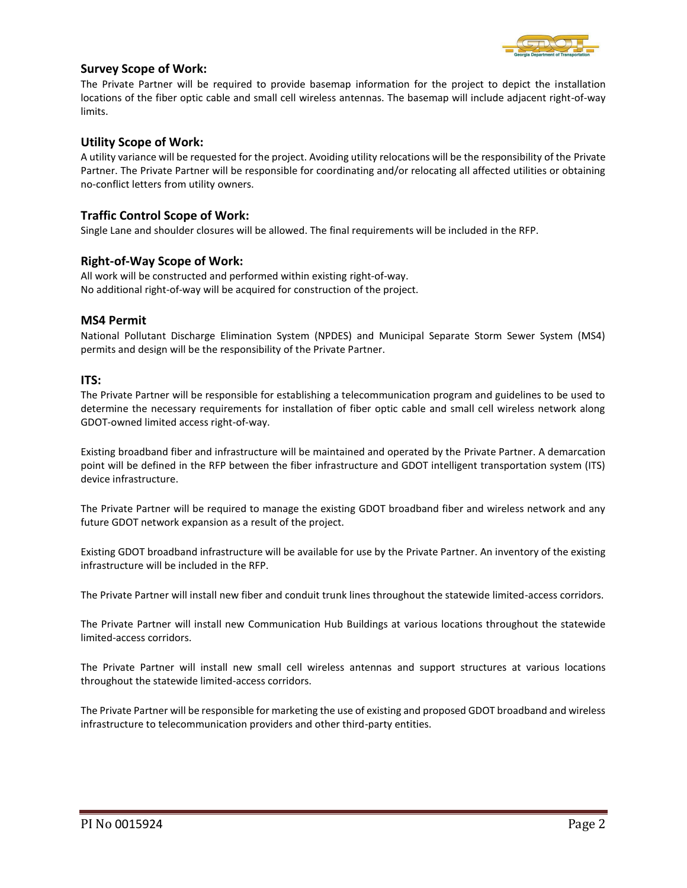## Survey Scope of Work:

The Private Partner will be required to provide basemap information for the project to depict the installation locations of the fiber optic cable and small cell wireless antennas. The basemap will include adjacent right-of-way limits.

## Utility Scope of Work:

A utility variance will be requested for the project. Avoiding utility relocations will be the responsibility of the Private Partner. The Private Partner will be responsible for coordinating and/or relocating all affected utilities or obtaining no-conflict letters from utility owners.

## Traffic Control Scope of Work:

Single Lane and shoulder closures will be allowed. The final requirements will be included in the RFP.

## Right-of-Way Scope of Work:

All work will be constructed and performed within existing right-of-way.
No additional right-of-way will be acquired for construction of the project.

## MS4 Permit

National Pollutant Discharge Elimination System (NPDES) and Municipal Separate Storm Sewer System (MS4) permits and design will be the responsibility of the Private Partner.

## ITS:

The Private Partner will be responsible for establishing a telecommunication program and guidelines to be used to determine the necessary requirements for installation of fiber optic cable and small cell wireless network along GDOT-owned limited access right-of-way.

Existing broadband fiber and infrastructure will be maintained and operated by the Private Partner. A demarcation point will be defined in the RFP between the fiber infrastructure and GDOT intelligent transportation system (ITS) device infrastructure.

The Private Partner will be required to manage the existing GDOT broadband fiber and wireless network and any future GDOT network expansion as a result of the project.

Existing GDOT broadband infrastructure will be available for use by the Private Partner. An inventory of the existing infrastructure will be included in the RFP.

The Private Partner will install new fiber and conduit trunk lines throughout the statewide limited-access corridors.

The Private Partner will install new Communication Hub Buildings at various locations throughout the statewide limited-access corridors.

The Private Partner will install new small cell wireless antennas and support structures at various locations throughout the statewide limited-access corridors.

The Private Partner will be responsible for marketing the use of existing and proposed GDOT broadband and wireless infrastructure to telecommunication providers and other third-party entities.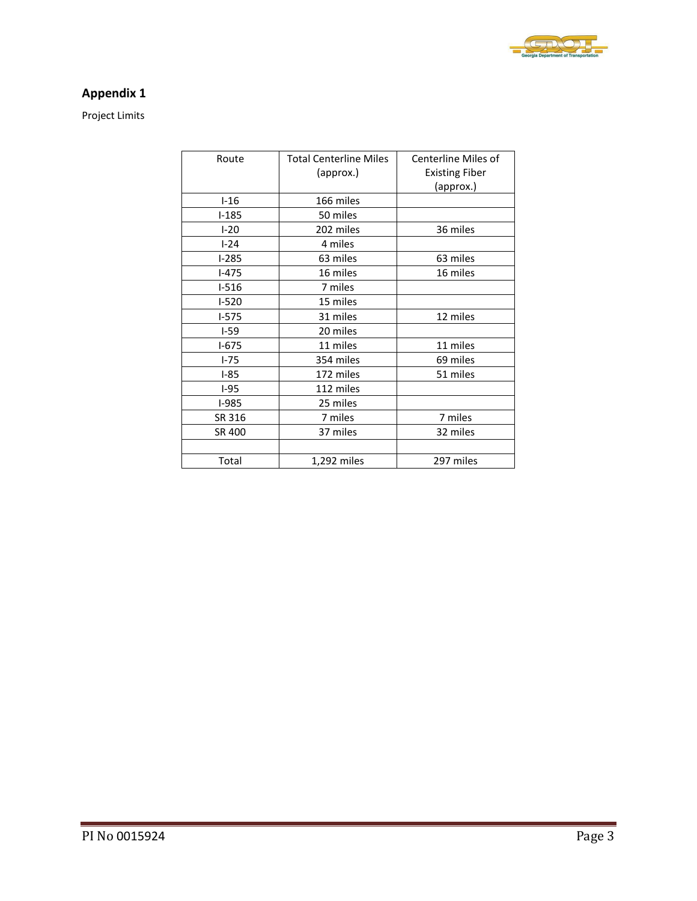## Appendix 1

Project Limits

| Route | Total Centerline Miles (approx.) | Centerline Miles of Existing Fiber (approx.) |
|---|---|---|
| I-16 | 166 miles | |
| I-185 | 50 miles | |
| I-20 | 202 miles | 36 miles |
| I-24 | 4 miles | |
| I-285 | 63 miles | 63 miles |
| I-475 | 16 miles | 16 miles |
| I-516 | 7 miles | |
| I-520 | 15 miles | |
| I-575 | 31 miles | 12 miles |
| I-59 | 20 miles | |
| I-675 | 11 miles | 11 miles |
| I-75 | 354 miles | 69 miles |
| I-85 | 172 miles | 51 miles |
| I-95 | 112 miles | |
| I-985 | 25 miles | |
| SR 316 | 7 miles | 7 miles |
| SR 400 | 37 miles | 32 miles |
| | | |
| Total | 1,292 miles | 297 miles |

PI No 0015924